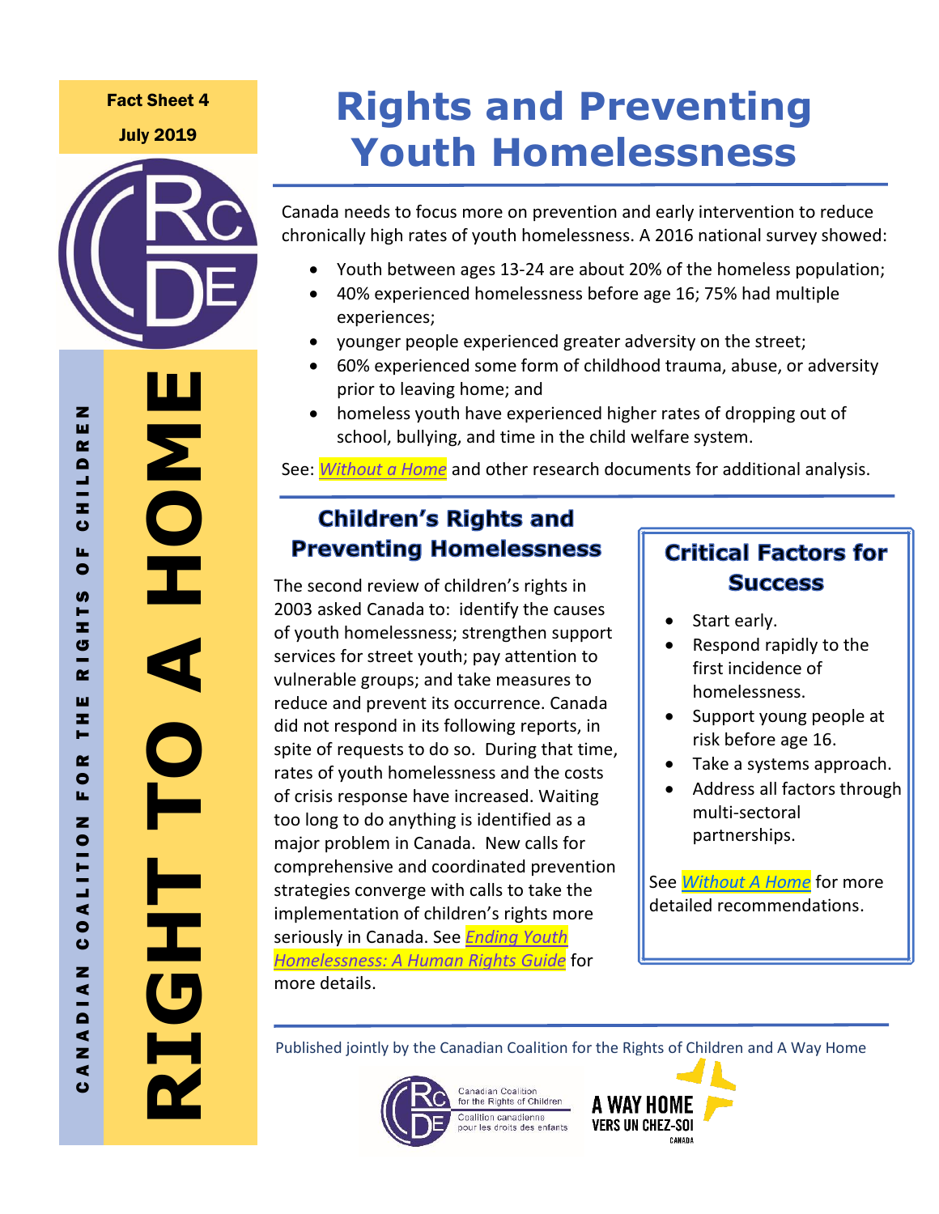Fact Sheet 4

July 2019

RIGHT TO A HOME

CANADIAN COALITION FOR THE RIGHTS OF CHILDREN

# Rights and Preventing Youth Homelessness

Canada needs to focus more on prevention and early intervention to reduce chronically high rates of youth homelessness. A 2016 national survey showed:

- Youth between ages 13-24 are about 20% of the homeless population;
- 40% experienced homelessness before age 16; 75% had multiple experiences;
- younger people experienced greater adversity on the street;
- 60% experienced some form of childhood trauma, abuse, or adversity prior to leaving home; and
- homeless youth have experienced higher rates of dropping out of school, bullying, and time in the child welfare system.

See: *Without a Home* and other research documents for additional analysis.

## Children's Rights and Preventing Homelessness

The second review of children's rights in 2003 asked Canada to: identify the causes of youth homelessness; strengthen support services for street youth; pay attention to vulnerable groups; and take measures to reduce and prevent its occurrence. Canada did not respond in its following reports, in spite of requests to do so. During that time, rates of youth homelessness and the costs of crisis response have increased. Waiting too long to do anything is identified as a major problem in Canada. New calls for comprehensive and coordinated prevention strategies converge with calls to take the implementation of children's rights more seriously in Canada. See *Ending Youth Homelessness: A Human Rights Guide* for more details.

## Critical Factors for Success

- Start early.
- Respond rapidly to the first incidence of homelessness.
- Support young people at risk before age 16.
- Take a systems approach.
- Address all factors through multi-sectoral partnerships.

See *Without A Home* for more detailed recommendations.

Published jointly by the Canadian Coalition for the Rights of Children and A Way Home

Canadian Coalition for the Rights of Children / Coalition canadienne pour les droits des enfants

A WAY HOME / VERS UN CHEZ-SOI CANADA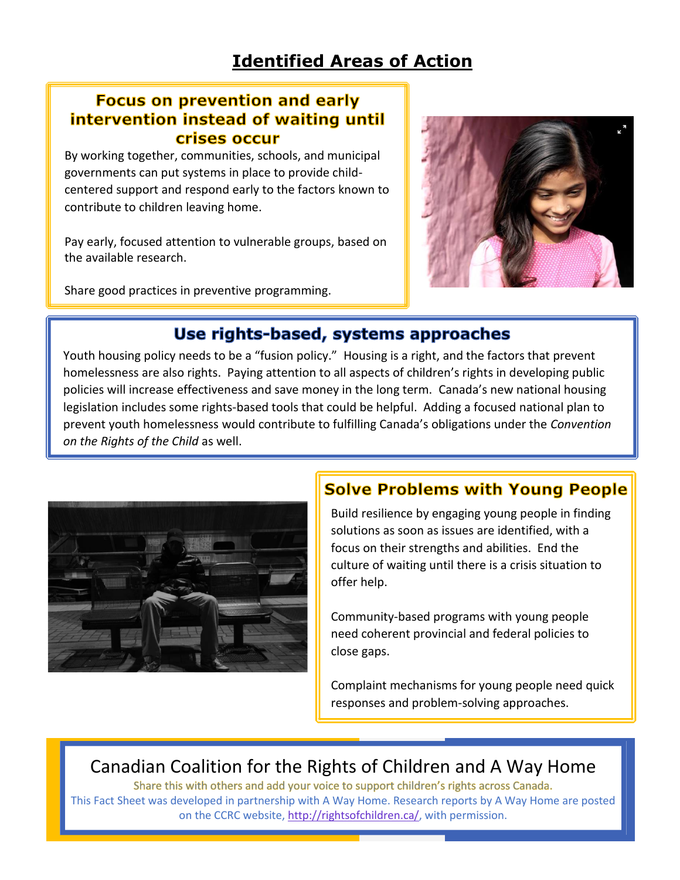# Identified Areas of Action

## Focus on prevention and early intervention instead of waiting until crises occur

By working together, communities, schools, and municipal governments can put systems in place to provide child-centered support and respond early to the factors known to contribute to children leaving home.

Pay early, focused attention to vulnerable groups, based on the available research.

Share good practices in preventive programming.

## Use rights-based, systems approaches

Youth housing policy needs to be a "fusion policy." Housing is a right, and the factors that prevent homelessness are also rights. Paying attention to all aspects of children's rights in developing public policies will increase effectiveness and save money in the long term. Canada's new national housing legislation includes some rights-based tools that could be helpful. Adding a focused national plan to prevent youth homelessness would contribute to fulfilling Canada's obligations under the *Convention on the Rights of the Child* as well.

## Solve Problems with Young People

Build resilience by engaging young people in finding solutions as soon as issues are identified, with a focus on their strengths and abilities. End the culture of waiting until there is a crisis situation to offer help.

Community-based programs with young people need coherent provincial and federal policies to close gaps.

Complaint mechanisms for young people need quick responses and problem-solving approaches.

---

Canadian Coalition for the Rights of Children and A Way Home

Share this with others and add your voice to support children's rights across Canada.

This Fact Sheet was developed in partnership with A Way Home. Research reports by A Way Home are posted on the CCRC website, http://rightsofchildren.ca/, with permission.